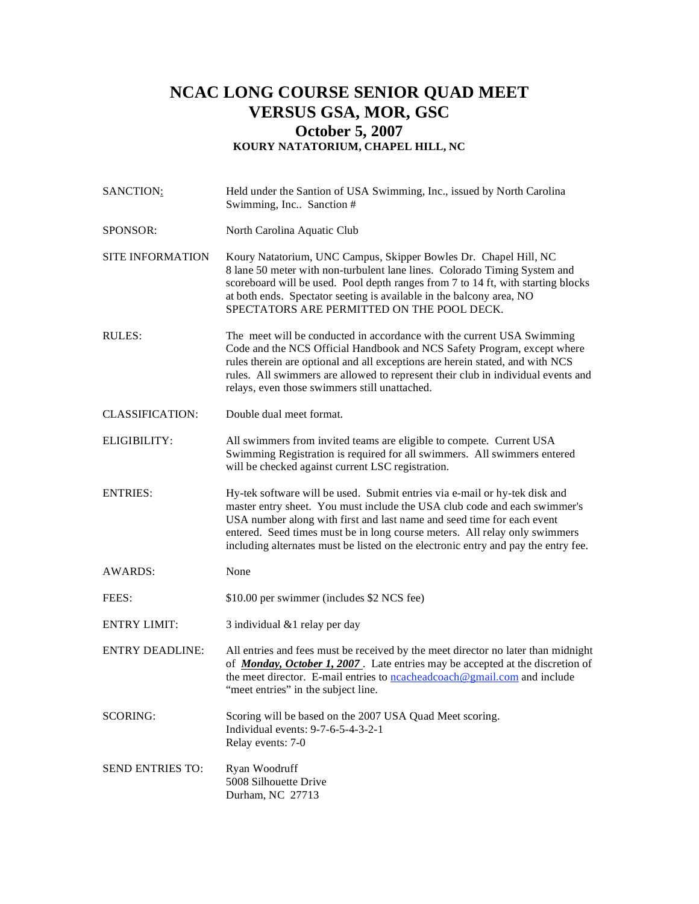# NCAC LONG COURSE SENIOR QUAD MEET
# VERSUS GSA, MOR, GSC
## October 5, 2007
### KOURY NATATORIUM, CHAPEL HILL, NC

| | |
|---|---|
| SANCTION: | Held under the Santion of USA Swimming, Inc., issued by North Carolina Swimming, Inc.. Sanction # |
| SPONSOR: | North Carolina Aquatic Club |
| SITE INFORMATION | Koury Natatorium, UNC Campus, Skipper Bowles Dr. Chapel Hill, NC 8 lane 50 meter with non-turbulent lane lines. Colorado Timing System and scoreboard will be used. Pool depth ranges from 7 to 14 ft, with starting blocks at both ends. Spectator seeting is available in the balcony area, NO SPECTATORS ARE PERMITTED ON THE POOL DECK. |
| RULES: | The meet will be conducted in accordance with the current USA Swimming Code and the NCS Official Handbook and NCS Safety Program, except where rules therein are optional and all exceptions are herein stated, and with NCS rules. All swimmers are allowed to represent their club in individual events and relays, even those swimmers still unattached. |
| CLASSIFICATION: | Double dual meet format. |
| ELIGIBILITY: | All swimmers from invited teams are eligible to compete. Current USA Swimming Registration is required for all swimmers. All swimmers entered will be checked against current LSC registration. |
| ENTRIES: | Hy-tek software will be used. Submit entries via e-mail or hy-tek disk and master entry sheet. You must include the USA club code and each swimmer's USA number along with first and last name and seed time for each event entered. Seed times must be in long course meters. All relay only swimmers including alternates must be listed on the electronic entry and pay the entry fee. |
| AWARDS: | None |
| FEES: | $10.00 per swimmer (includes $2 NCS fee) |
| ENTRY LIMIT: | 3 individual &1 relay per day |
| ENTRY DEADLINE: | All entries and fees must be received by the meet director no later than midnight of ***Monday, October 1, 2007*** . Late entries may be accepted at the discretion of the meet director. E-mail entries to ncacheadcoach@gmail.com and include "meet entries" in the subject line. |
| SCORING: | Scoring will be based on the 2007 USA Quad Meet scoring.<br>Individual events: 9-7-6-5-4-3-2-1<br>Relay events: 7-0 |
| SEND ENTRIES TO: | Ryan Woodruff<br>5008 Silhouette Drive<br>Durham, NC 27713 |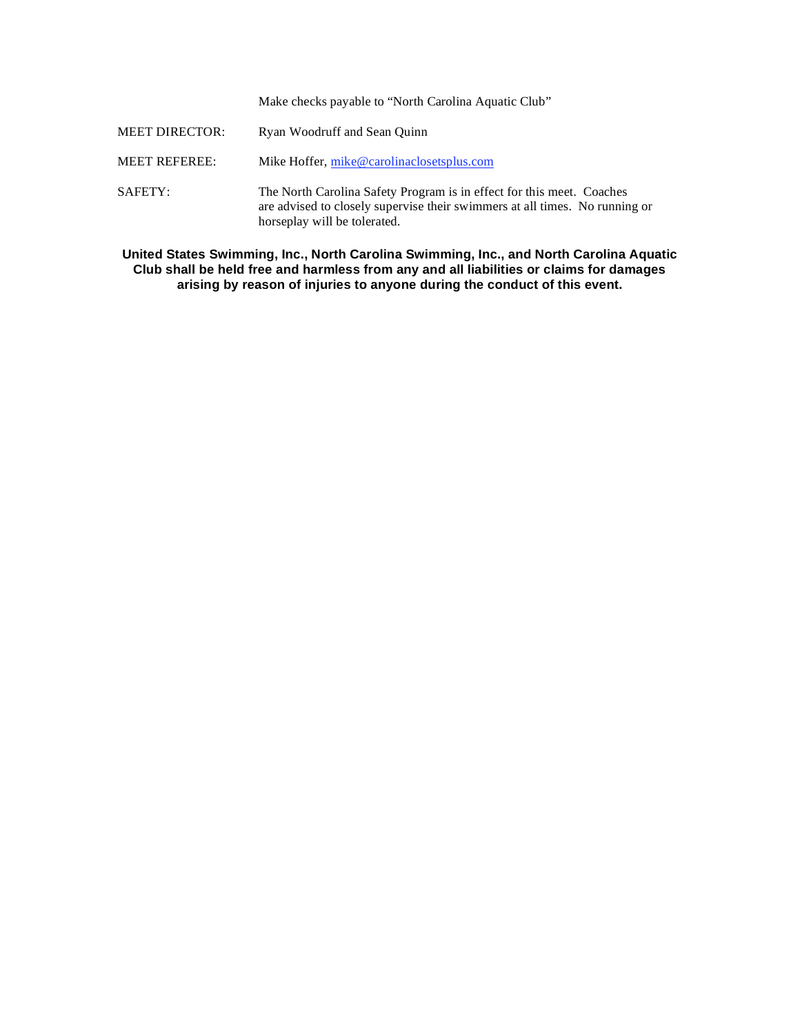Make checks payable to "North Carolina Aquatic Club"

MEET DIRECTOR: Ryan Woodruff and Sean Quinn

MEET REFEREE: Mike Hoffer, mike@carolinaclosetsplus.com

SAFETY: The North Carolina Safety Program is in effect for this meet. Coaches are advised to closely supervise their swimmers at all times. No running or horseplay will be tolerated.

**United States Swimming, Inc., North Carolina Swimming, Inc., and North Carolina Aquatic Club shall be held free and harmless from any and all liabilities or claims for damages arising by reason of injuries to anyone during the conduct of this event.**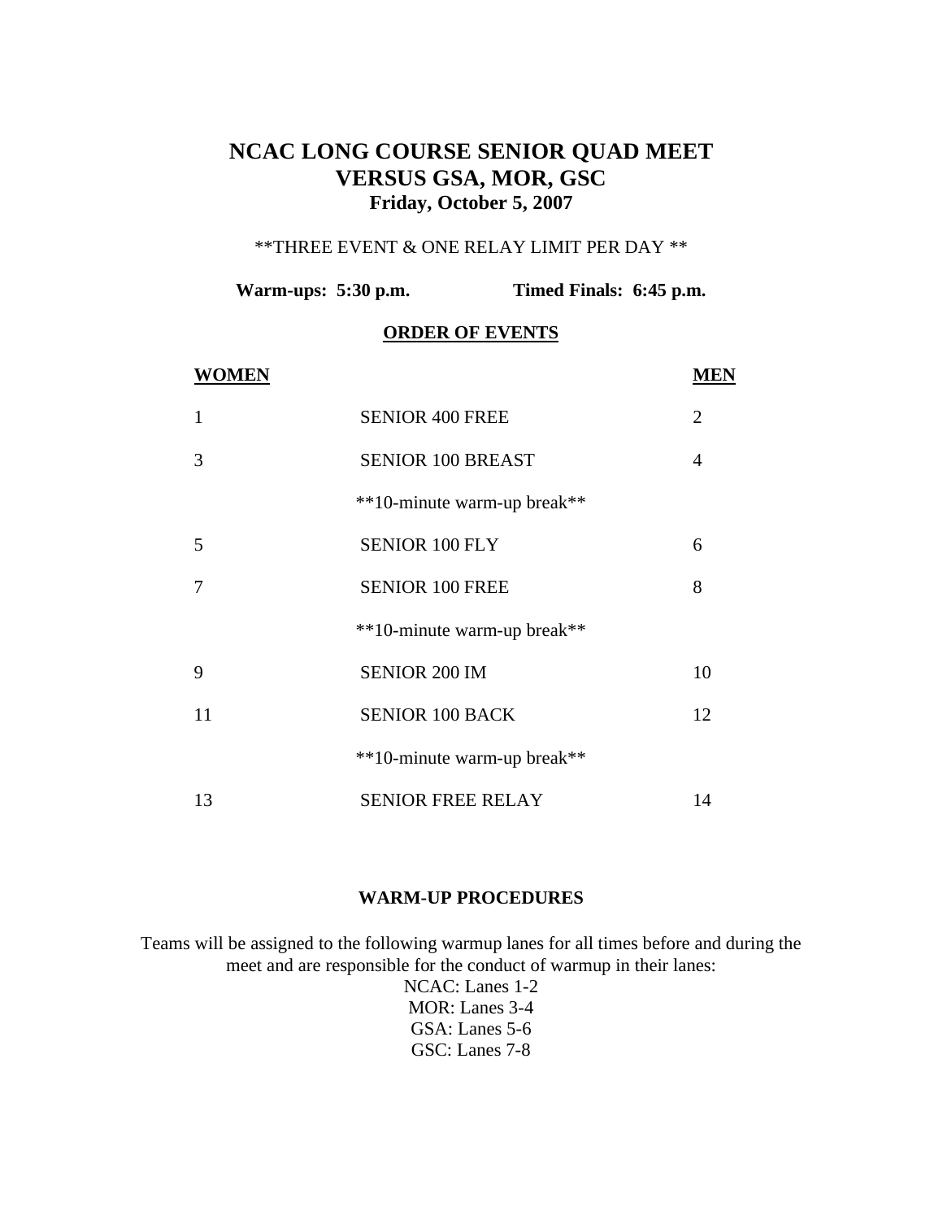# NCAC LONG COURSE SENIOR QUAD MEET
# VERSUS GSA, MOR, GSC
### Friday, October 5, 2007

**THREE EVENT & ONE RELAY LIMIT PER DAY**

**Warm-ups: 5:30 p.m.** **Timed Finals: 6:45 p.m.**

## ORDER OF EVENTS

| WOMEN | | MEN |
|---|---|---|
| 1 | SENIOR 400 FREE | 2 |
| 3 | SENIOR 100 BREAST | 4 |
| | **10-minute warm-up break** | |
| 5 | SENIOR 100 FLY | 6 |
| 7 | SENIOR 100 FREE | 8 |
| | **10-minute warm-up break** | |
| 9 | SENIOR 200 IM | 10 |
| 11 | SENIOR 100 BACK | 12 |
| | **10-minute warm-up break** | |
| 13 | SENIOR FREE RELAY | 14 |

## WARM-UP PROCEDURES

Teams will be assigned to the following warmup lanes for all times before and during the meet and are responsible for the conduct of warmup in their lanes:

NCAC: Lanes 1-2
MOR: Lanes 3-4
GSA: Lanes 5-6
GSC: Lanes 7-8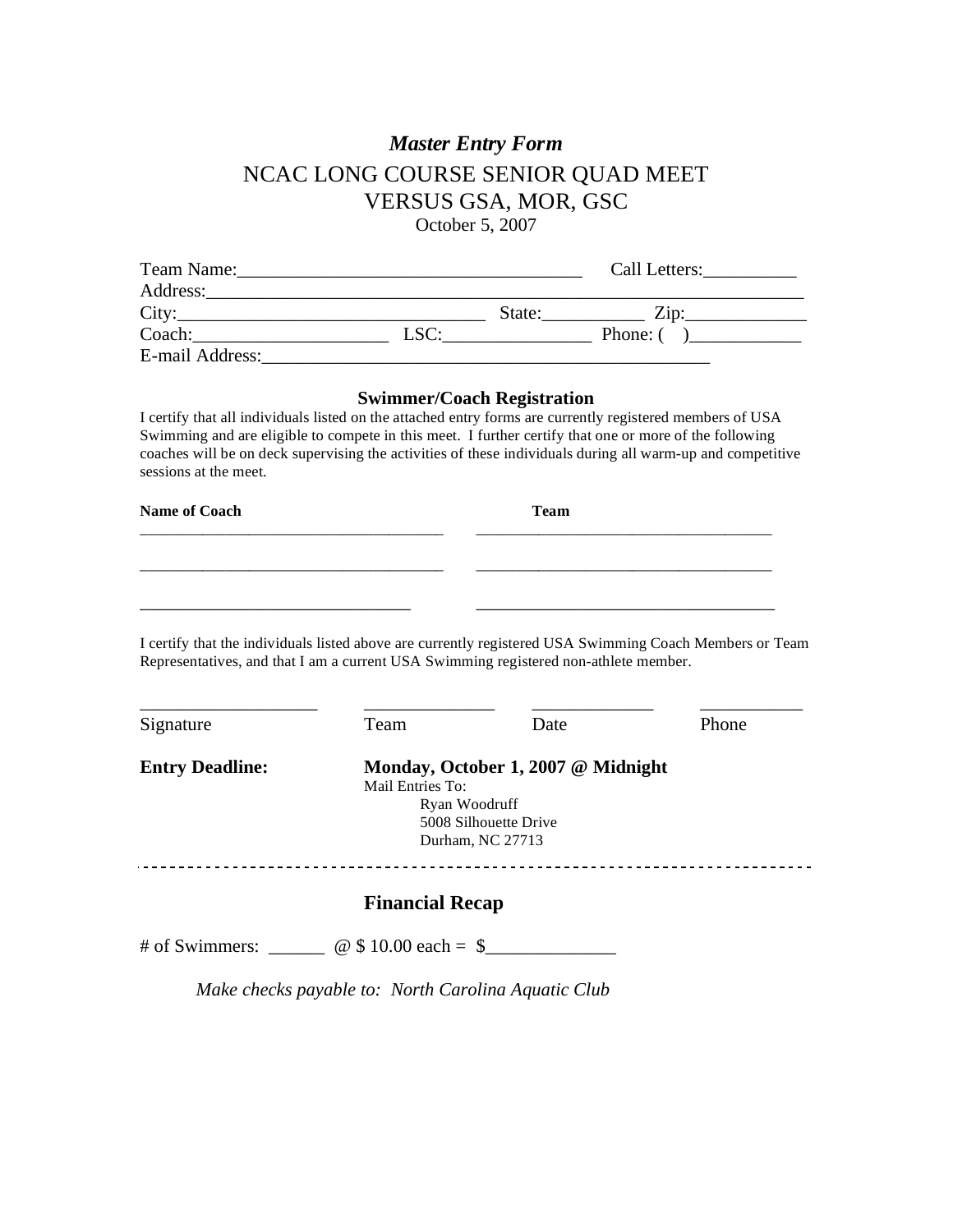# *Master Entry Form*

## NCAC LONG COURSE SENIOR QUAD MEET
## VERSUS GSA, MOR, GSC

October 5, 2007

Team Name:____________________________________ Call Letters:__________

Address:_____________________________________________________________

City:________________________________ State:__________ Zip:____________

Coach:____________________ LSC:_______________ Phone: ( )___________

E-mail Address:_________________________________________________

### Swimmer/Coach Registration

I certify that all individuals listed on the attached entry forms are currently registered members of USA Swimming and are eligible to compete in this meet. I further certify that one or more of the following coaches will be on deck supervising the activities of these individuals during all warm-up and competitive sessions at the meet.

| Name of Coach | Team |
| --- | --- |
| ____________________________________ | ____________________________________ |
| ____________________________________ | ____________________________________ |
| ______________________________ | __________________________________ |

I certify that the individuals listed above are currently registered USA Swimming Coach Members or Team Representatives, and that I am a current USA Swimming registered non-athlete member.

| ___________________ | ______________ | _____________ | ___________ |
| --- | --- | --- | --- |
| Signature | Team | Date | Phone |

**Entry Deadline:** **Monday, October 1, 2007 @ Midnight**

Mail Entries To:

Ryan Woodruff
5008 Silhouette Drive
Durham, NC 27713

---

### Financial Recap

# of Swimmers: ______ @ $ 10.00 each = $_____________

*Make checks payable to: North Carolina Aquatic Club*